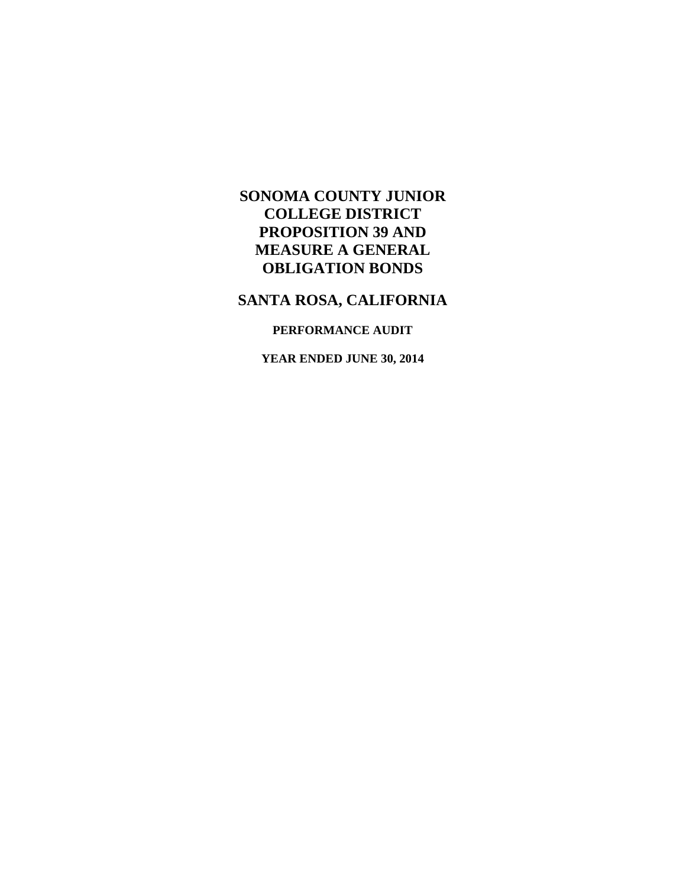# SONOMA COUNTY JUNIOR COLLEGE DISTRICT PROPOSITION 39 AND MEASURE A GENERAL OBLIGATION BONDS

## SANTA ROSA, CALIFORNIA

### PERFORMANCE AUDIT

### YEAR ENDED JUNE 30, 2014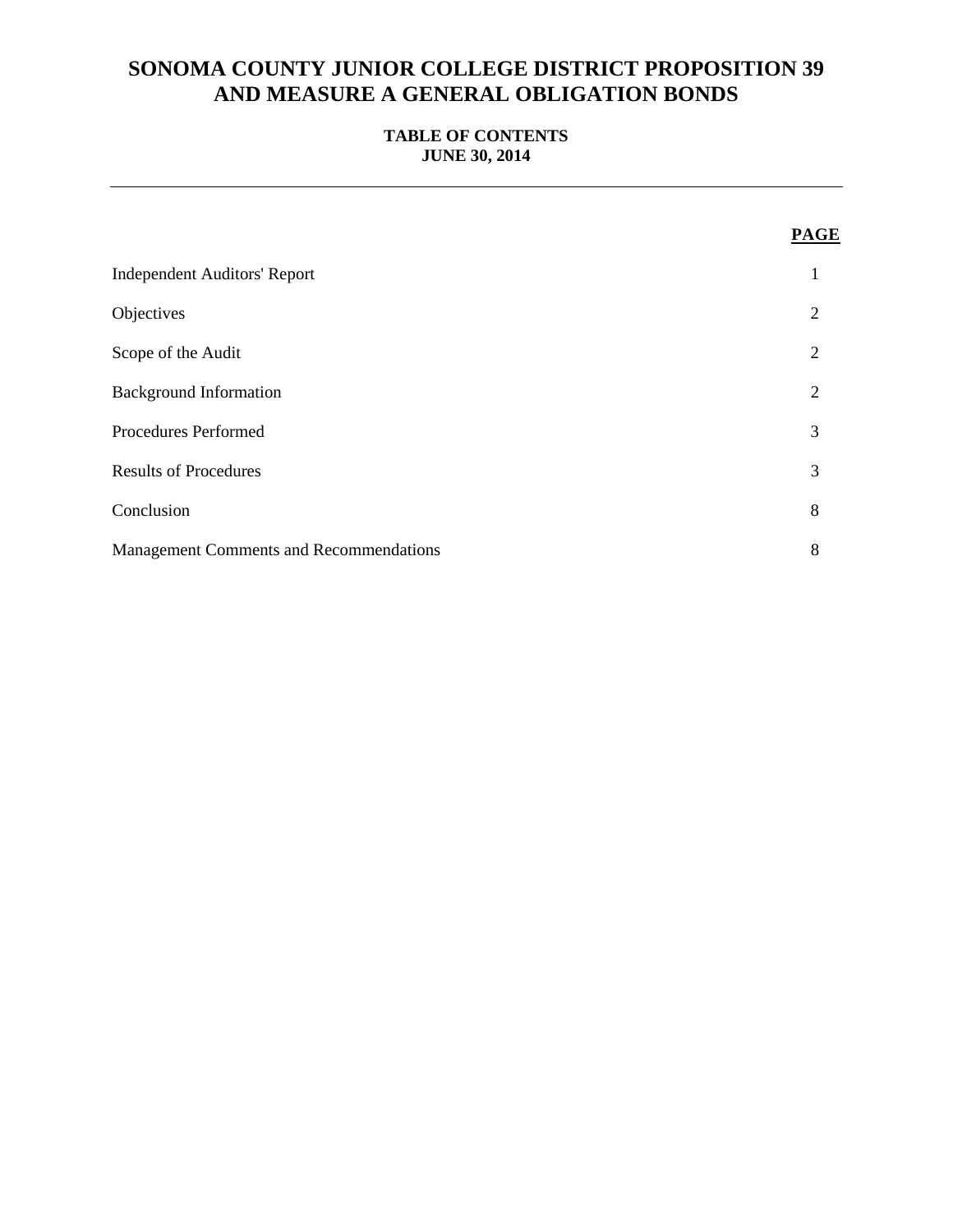# SONOMA COUNTY JUNIOR COLLEGE DISTRICT PROPOSITION 39 AND MEASURE A GENERAL OBLIGATION BONDS

**TABLE OF CONTENTS**
**JUNE 30, 2014**

---

| | PAGE |
|---|---|
| Independent Auditors' Report | 1 |
| Objectives | 2 |
| Scope of the Audit | 2 |
| Background Information | 2 |
| Procedures Performed | 3 |
| Results of Procedures | 3 |
| Conclusion | 8 |
| Management Comments and Recommendations | 8 |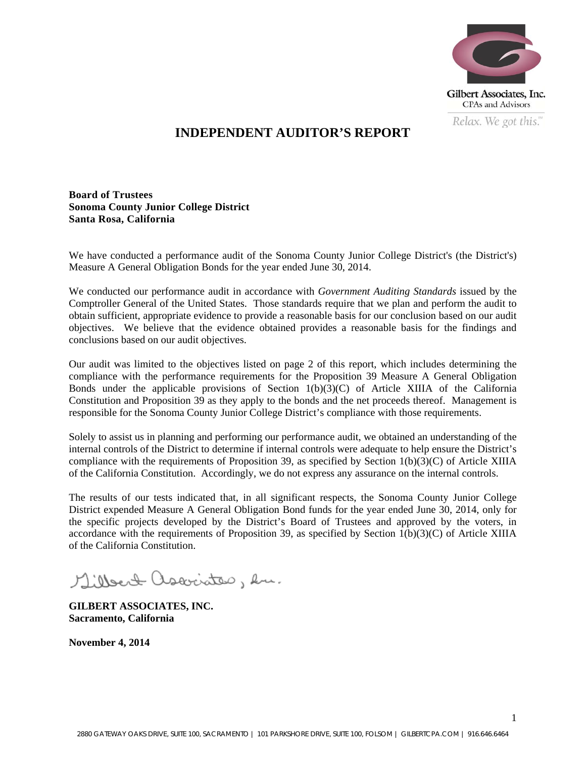Gilbert Associates, Inc.
CPAs and Advisors

*Relax. We got this.*

# INDEPENDENT AUDITOR'S REPORT

**Board of Trustees**
**Sonoma County Junior College District**
**Santa Rosa, California**

We have conducted a performance audit of the Sonoma County Junior College District's (the District's) Measure A General Obligation Bonds for the year ended June 30, 2014.

We conducted our performance audit in accordance with *Government Auditing Standards* issued by the Comptroller General of the United States. Those standards require that we plan and perform the audit to obtain sufficient, appropriate evidence to provide a reasonable basis for our conclusion based on our audit objectives. We believe that the evidence obtained provides a reasonable basis for the findings and conclusions based on our audit objectives.

Our audit was limited to the objectives listed on page 2 of this report, which includes determining the compliance with the performance requirements for the Proposition 39 Measure A General Obligation Bonds under the applicable provisions of Section 1(b)(3)(C) of Article XIIIA of the California Constitution and Proposition 39 as they apply to the bonds and the net proceeds thereof. Management is responsible for the Sonoma County Junior College District's compliance with those requirements.

Solely to assist us in planning and performing our performance audit, we obtained an understanding of the internal controls of the District to determine if internal controls were adequate to help ensure the District's compliance with the requirements of Proposition 39, as specified by Section 1(b)(3)(C) of Article XIIIA of the California Constitution. Accordingly, we do not express any assurance on the internal controls.

The results of our tests indicated that, in all significant respects, the Sonoma County Junior College District expended Measure A General Obligation Bond funds for the year ended June 30, 2014, only for the specific projects developed by the District's Board of Trustees and approved by the voters, in accordance with the requirements of Proposition 39, as specified by Section 1(b)(3)(C) of Article XIIIA of the California Constitution.

*Gilbert Associates, Inc.*

**GILBERT ASSOCIATES, INC.**
**Sacramento, California**

**November 4, 2014**

2880 GATEWAY OAKS DRIVE, SUITE 100, SACRAMENTO | 101 PARKSHORE DRIVE, SUITE 100, FOLSOM | GILBERTCPA.COM | 916.646.6464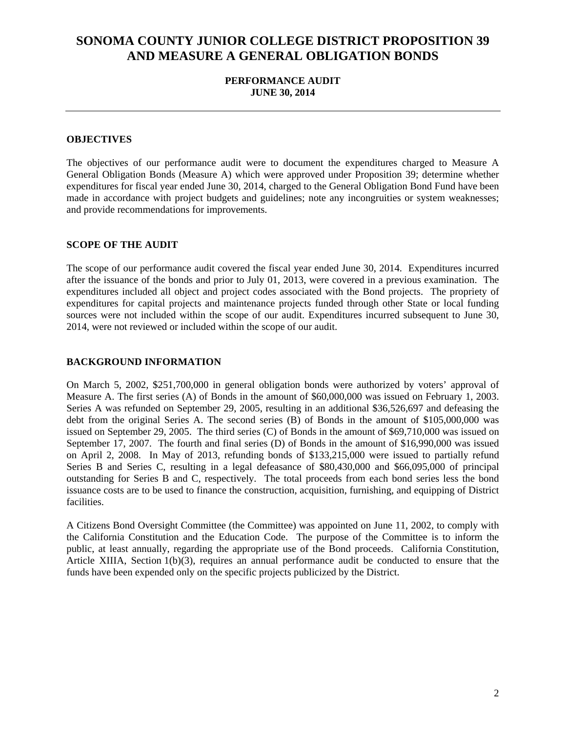# SONOMA COUNTY JUNIOR COLLEGE DISTRICT PROPOSITION 39 AND MEASURE A GENERAL OBLIGATION BONDS

**PERFORMANCE AUDIT**
**JUNE 30, 2014**

---

## OBJECTIVES

The objectives of our performance audit were to document the expenditures charged to Measure A General Obligation Bonds (Measure A) which were approved under Proposition 39; determine whether expenditures for fiscal year ended June 30, 2014, charged to the General Obligation Bond Fund have been made in accordance with project budgets and guidelines; note any incongruities or system weaknesses; and provide recommendations for improvements.

## SCOPE OF THE AUDIT

The scope of our performance audit covered the fiscal year ended June 30, 2014. Expenditures incurred after the issuance of the bonds and prior to July 01, 2013, were covered in a previous examination. The expenditures included all object and project codes associated with the Bond projects. The propriety of expenditures for capital projects and maintenance projects funded through other State or local funding sources were not included within the scope of our audit. Expenditures incurred subsequent to June 30, 2014, were not reviewed or included within the scope of our audit.

## BACKGROUND INFORMATION

On March 5, 2002, $251,700,000 in general obligation bonds were authorized by voters' approval of Measure A. The first series (A) of Bonds in the amount of $60,000,000 was issued on February 1, 2003. Series A was refunded on September 29, 2005, resulting in an additional $36,526,697 and defeasing the debt from the original Series A. The second series (B) of Bonds in the amount of $105,000,000 was issued on September 29, 2005. The third series (C) of Bonds in the amount of $69,710,000 was issued on September 17, 2007. The fourth and final series (D) of Bonds in the amount of $16,990,000 was issued on April 2, 2008. In May of 2013, refunding bonds of $133,215,000 were issued to partially refund Series B and Series C, resulting in a legal defeasance of $80,430,000 and $66,095,000 of principal outstanding for Series B and C, respectively. The total proceeds from each bond series less the bond issuance costs are to be used to finance the construction, acquisition, furnishing, and equipping of District facilities.

A Citizens Bond Oversight Committee (the Committee) was appointed on June 11, 2002, to comply with the California Constitution and the Education Code. The purpose of the Committee is to inform the public, at least annually, regarding the appropriate use of the Bond proceeds. California Constitution, Article XIIIA, Section 1(b)(3), requires an annual performance audit be conducted to ensure that the funds have been expended only on the specific projects publicized by the District.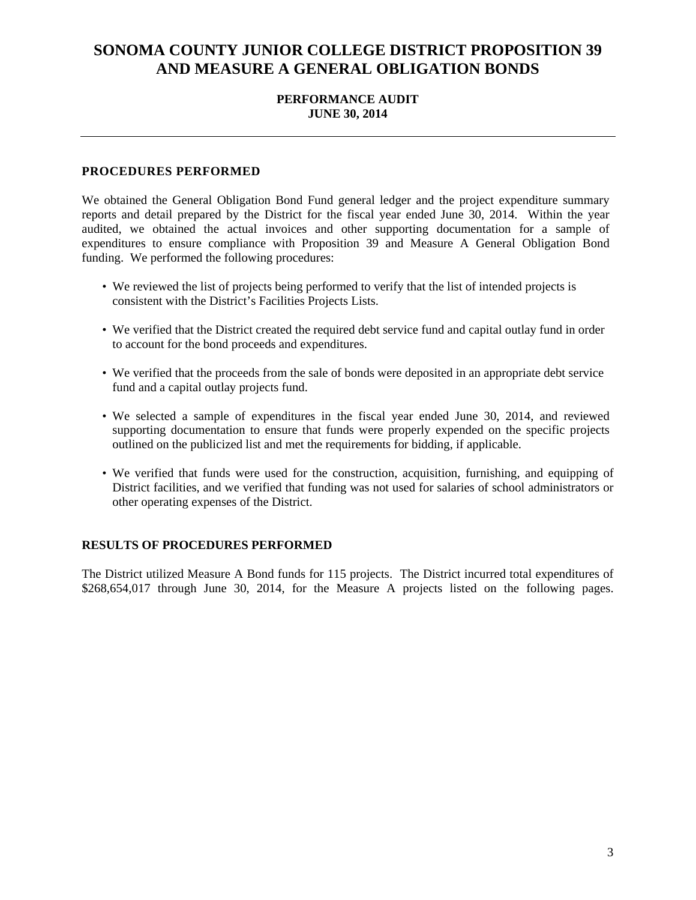# SONOMA COUNTY JUNIOR COLLEGE DISTRICT PROPOSITION 39 AND MEASURE A GENERAL OBLIGATION BONDS

**PERFORMANCE AUDIT**
**JUNE 30, 2014**

---

## PROCEDURES PERFORMED

We obtained the General Obligation Bond Fund general ledger and the project expenditure summary reports and detail prepared by the District for the fiscal year ended June 30, 2014. Within the year audited, we obtained the actual invoices and other supporting documentation for a sample of expenditures to ensure compliance with Proposition 39 and Measure A General Obligation Bond funding. We performed the following procedures:

- We reviewed the list of projects being performed to verify that the list of intended projects is consistent with the District's Facilities Projects Lists.
- We verified that the District created the required debt service fund and capital outlay fund in order to account for the bond proceeds and expenditures.
- We verified that the proceeds from the sale of bonds were deposited in an appropriate debt service fund and a capital outlay projects fund.
- We selected a sample of expenditures in the fiscal year ended June 30, 2014, and reviewed supporting documentation to ensure that funds were properly expended on the specific projects outlined on the publicized list and met the requirements for bidding, if applicable.
- We verified that funds were used for the construction, acquisition, furnishing, and equipping of District facilities, and we verified that funding was not used for salaries of school administrators or other operating expenses of the District.

## RESULTS OF PROCEDURES PERFORMED

The District utilized Measure A Bond funds for 115 projects. The District incurred total expenditures of $268,654,017 through June 30, 2014, for the Measure A projects listed on the following pages.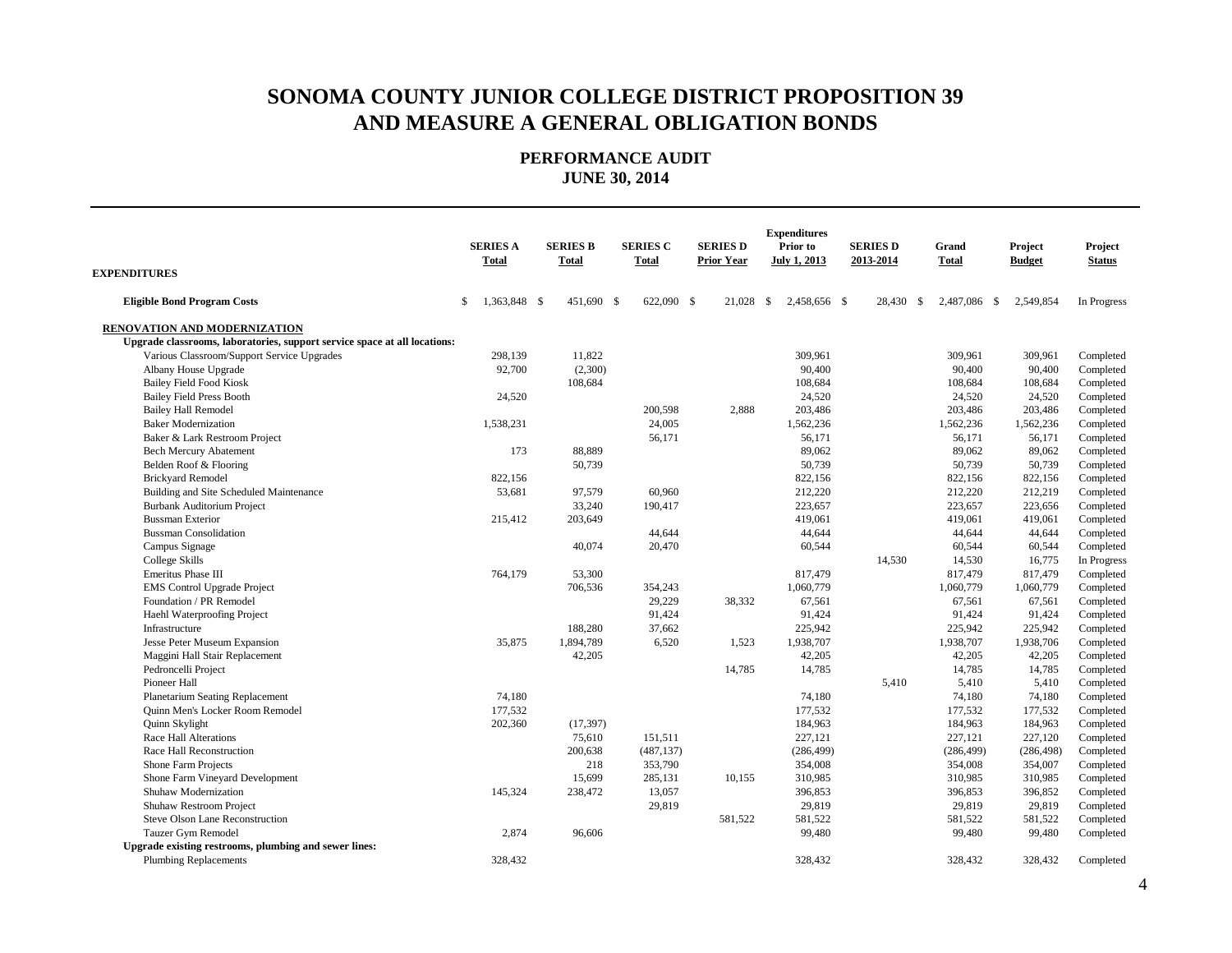# SONOMA COUNTY JUNIOR COLLEGE DISTRICT PROPOSITION 39 AND MEASURE A GENERAL OBLIGATION BONDS

## PERFORMANCE AUDIT
## JUNE 30, 2014

| EXPENDITURES | SERIES A Total | SERIES B Total | SERIES C Total | SERIES D Prior Year | Expenditures Prior to July 1, 2013 | SERIES D 2013-2014 | Grand Total | Project Budget | Project Status |
|---|---|---|---|---|---|---|---|---|---|
| **Eligible Bond Program Costs** | $ 1,363,848 | $ 451,690 | $ 622,090 | $ 21,028 | $ 2,458,656 | $ 28,430 | $ 2,487,086 | $ 2,549,854 | In Progress |
| **RENOVATION AND MODERNIZATION** | | | | | | | | | |
| **Upgrade classrooms, laboratories, support service space at all locations:** | | | | | | | | | |
| Various Classroom/Support Service Upgrades | 298,139 | 11,822 | | | 309,961 | | 309,961 | 309,961 | Completed |
| Albany House Upgrade | 92,700 | (2,300) | | | 90,400 | | 90,400 | 90,400 | Completed |
| Bailey Field Food Kiosk | | 108,684 | | | 108,684 | | 108,684 | 108,684 | Completed |
| Bailey Field Press Booth | 24,520 | | | | 24,520 | | 24,520 | 24,520 | Completed |
| Bailey Hall Remodel | | | 200,598 | 2,888 | 203,486 | | 203,486 | 203,486 | Completed |
| Baker Modernization | 1,538,231 | | 24,005 | | 1,562,236 | | 1,562,236 | 1,562,236 | Completed |
| Baker & Lark Restroom Project | | | 56,171 | | 56,171 | | 56,171 | 56,171 | Completed |
| Bech Mercury Abatement | 173 | 88,889 | | | 89,062 | | 89,062 | 89,062 | Completed |
| Belden Roof & Flooring | | 50,739 | | | 50,739 | | 50,739 | 50,739 | Completed |
| Brickyard Remodel | 822,156 | | | | 822,156 | | 822,156 | 822,156 | Completed |
| Building and Site Scheduled Maintenance | 53,681 | 97,579 | 60,960 | | 212,220 | | 212,220 | 212,219 | Completed |
| Burbank Auditorium Project | | 33,240 | 190,417 | | 223,657 | | 223,657 | 223,656 | Completed |
| Bussman Exterior | 215,412 | 203,649 | | | 419,061 | | 419,061 | 419,061 | Completed |
| Bussman Consolidation | | | 44,644 | | 44,644 | | 44,644 | 44,644 | Completed |
| Campus Signage | | 40,074 | 20,470 | | 60,544 | | 60,544 | 60,544 | Completed |
| College Skills | | | | | | 14,530 | 14,530 | 16,775 | In Progress |
| Emeritus Phase III | 764,179 | 53,300 | | | 817,479 | | 817,479 | 817,479 | Completed |
| EMS Control Upgrade Project | | 706,536 | 354,243 | | 1,060,779 | | 1,060,779 | 1,060,779 | Completed |
| Foundation / PR Remodel | | | 29,229 | 38,332 | 67,561 | | 67,561 | 67,561 | Completed |
| Haehl Waterproofing Project | | | 91,424 | | 91,424 | | 91,424 | 91,424 | Completed |
| Infrastructure | | 188,280 | 37,662 | | 225,942 | | 225,942 | 225,942 | Completed |
| Jesse Peter Museum Expansion | 35,875 | 1,894,789 | 6,520 | 1,523 | 1,938,707 | | 1,938,707 | 1,938,706 | Completed |
| Maggini Hall Stair Replacement | | 42,205 | | | 42,205 | | 42,205 | 42,205 | Completed |
| Pedroncelli Project | | | | 14,785 | 14,785 | | 14,785 | 14,785 | Completed |
| Pioneer Hall | | | | | | 5,410 | 5,410 | 5,410 | Completed |
| Planetarium Seating Replacement | 74,180 | | | | 74,180 | | 74,180 | 74,180 | Completed |
| Quinn Men's Locker Room Remodel | 177,532 | | | | 177,532 | | 177,532 | 177,532 | Completed |
| Quinn Skylight | 202,360 | (17,397) | | | 184,963 | | 184,963 | 184,963 | Completed |
| Race Hall Alterations | | 75,610 | 151,511 | | 227,121 | | 227,121 | 227,120 | Completed |
| Race Hall Reconstruction | | 200,638 | (487,137) | | (286,499) | | (286,499) | (286,498) | Completed |
| Shone Farm Projects | | 218 | 353,790 | | 354,008 | | 354,008 | 354,007 | Completed |
| Shone Farm Vineyard Development | | 15,699 | 285,131 | 10,155 | 310,985 | | 310,985 | 310,985 | Completed |
| Shuhaw Modernization | 145,324 | 238,472 | 13,057 | | 396,853 | | 396,853 | 396,852 | Completed |
| Shuhaw Restroom Project | | | 29,819 | | 29,819 | | 29,819 | 29,819 | Completed |
| Steve Olson Lane Reconstruction | | | | 581,522 | 581,522 | | 581,522 | 581,522 | Completed |
| Tauzer Gym Remodel | 2,874 | 96,606 | | | 99,480 | | 99,480 | 99,480 | Completed |
| **Upgrade existing restrooms, plumbing and sewer lines:** | | | | | | | | | |
| Plumbing Replacements | 328,432 | | | | 328,432 | | 328,432 | 328,432 | Completed |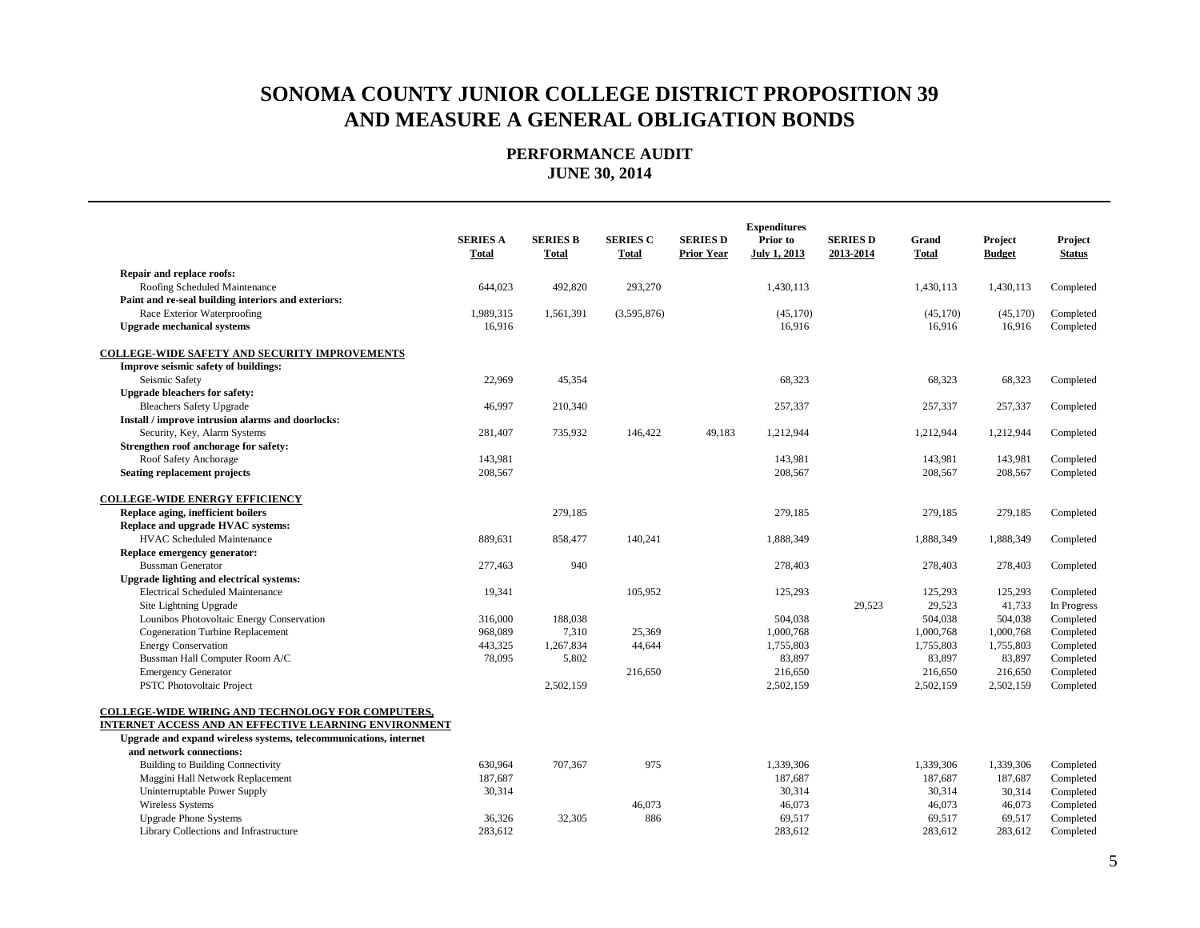# SONOMA COUNTY JUNIOR COLLEGE DISTRICT PROPOSITION 39 AND MEASURE A GENERAL OBLIGATION BONDS

## PERFORMANCE AUDIT
## JUNE 30, 2014

| | SERIES A Total | SERIES B Total | SERIES C Total | SERIES D Prior Year | Expenditures Prior to July 1, 2013 | SERIES D 2013-2014 | Grand Total | Project Budget | Project Status |
|---|---|---|---|---|---|---|---|---|---|
| **Repair and replace roofs:** | | | | | | | | | |
| Roofing Scheduled Maintenance | 644,023 | 492,820 | 293,270 | | 1,430,113 | | 1,430,113 | 1,430,113 | Completed |
| **Paint and re-seal building interiors and exteriors:** | | | | | | | | | |
| Race Exterior Waterproofing | 1,989,315 | 1,561,391 | (3,595,876) | | (45,170) | | (45,170) | (45,170) | Completed |
| **Upgrade mechanical systems** | 16,916 | | | | 16,916 | | 16,916 | 16,916 | Completed |
| **COLLEGE-WIDE SAFETY AND SECURITY IMPROVEMENTS** | | | | | | | | | |
| **Improve seismic safety of buildings:** | | | | | | | | | |
| Seismic Safety | 22,969 | 45,354 | | | 68,323 | | 68,323 | 68,323 | Completed |
| **Upgrade bleachers for safety:** | | | | | | | | | |
| Bleachers Safety Upgrade | 46,997 | 210,340 | | | 257,337 | | 257,337 | 257,337 | Completed |
| **Install / improve intrusion alarms and doorlocks:** | | | | | | | | | |
| Security, Key, Alarm Systems | 281,407 | 735,932 | 146,422 | 49,183 | 1,212,944 | | 1,212,944 | 1,212,944 | Completed |
| **Strengthen roof anchorage for safety:** | | | | | | | | | |
| Roof Safety Anchorage | 143,981 | | | | 143,981 | | 143,981 | 143,981 | Completed |
| **Seating replacement projects** | 208,567 | | | | 208,567 | | 208,567 | 208,567 | Completed |
| **COLLEGE-WIDE ENERGY EFFICIENCY** | | | | | | | | | |
| **Replace aging, inefficient boilers** | | 279,185 | | | 279,185 | | 279,185 | 279,185 | Completed |
| **Replace and upgrade HVAC systems:** | | | | | | | | | |
| HVAC Scheduled Maintenance | 889,631 | 858,477 | 140,241 | | 1,888,349 | | 1,888,349 | 1,888,349 | Completed |
| **Replace emergency generator:** | | | | | | | | | |
| Bussman Generator | 277,463 | 940 | | | 278,403 | | 278,403 | 278,403 | Completed |
| **Upgrade lighting and electrical systems:** | | | | | | | | | |
| Electrical Scheduled Maintenance | 19,341 | | 105,952 | | 125,293 | | 125,293 | 125,293 | Completed |
| Site Lightning Upgrade | | | | | | 29,523 | 29,523 | 41,733 | In Progress |
| Lounibos Photovoltaic Energy Conservation | 316,000 | 188,038 | | | 504,038 | | 504,038 | 504,038 | Completed |
| Cogeneration Turbine Replacement | 968,089 | 7,310 | 25,369 | | 1,000,768 | | 1,000,768 | 1,000,768 | Completed |
| Energy Conservation | 443,325 | 1,267,834 | 44,644 | | 1,755,803 | | 1,755,803 | 1,755,803 | Completed |
| Bussman Hall Computer Room A/C | 78,095 | 5,802 | | | 83,897 | | 83,897 | 83,897 | Completed |
| Emergency Generator | | | 216,650 | | 216,650 | | 216,650 | 216,650 | Completed |
| PSTC Photovoltaic Project | | 2,502,159 | | | 2,502,159 | | 2,502,159 | 2,502,159 | Completed |
| **COLLEGE-WIDE WIRING AND TECHNOLOGY FOR COMPUTERS, INTERNET ACCESS AND AN EFFECTIVE LEARNING ENVIRONMENT** | | | | | | | | | |
| **Upgrade and expand wireless systems, telecommunications, internet and network connections:** | | | | | | | | | |
| Building to Building Connectivity | 630,964 | 707,367 | 975 | | 1,339,306 | | 1,339,306 | 1,339,306 | Completed |
| Maggini Hall Network Replacement | 187,687 | | | | 187,687 | | 187,687 | 187,687 | Completed |
| Uninterruptable Power Supply | 30,314 | | | | 30,314 | | 30,314 | 30,314 | Completed |
| Wireless Systems | | | 46,073 | | 46,073 | | 46,073 | 46,073 | Completed |
| Upgrade Phone Systems | 36,326 | 32,305 | 886 | | 69,517 | | 69,517 | 69,517 | Completed |
| Library Collections and Infrastructure | 283,612 | | | | 283,612 | | 283,612 | 283,612 | Completed |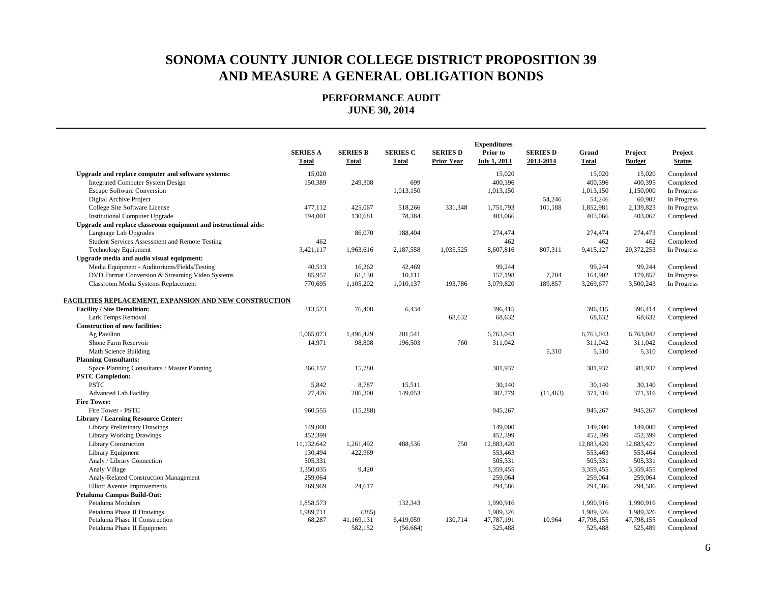# SONOMA COUNTY JUNIOR COLLEGE DISTRICT PROPOSITION 39 AND MEASURE A GENERAL OBLIGATION BONDS

## PERFORMANCE AUDIT
## JUNE 30, 2014

| | SERIES A Total | SERIES B Total | SERIES C Total | SERIES D Prior Year | Expenditures Prior to July 1, 2013 | SERIES D 2013-2014 | Grand Total | Project Budget | Project Status |
|---|---|---|---|---|---|---|---|---|---|
| **Upgrade and replace computer and software systems:** | 15,020 | | | | 15,020 | | 15,020 | 15,020 | Completed |
| Integrated Computer System Design | 150,389 | 249,308 | 699 | | 400,396 | | 400,396 | 400,395 | Completed |
| Escape Software Conversion | | | 1,013,150 | | 1,013,150 | | 1,013,150 | 1,150,000 | In Progress |
| Digital Archive Project | | | | | | 54,246 | 54,246 | 60,902 | In Progress |
| College Site Software License | 477,112 | 425,067 | 518,266 | 331,348 | 1,751,793 | 101,188 | 1,852,981 | 2,139,823 | In Progress |
| Institutional Computer Upgrade | 194,001 | 130,681 | 78,384 | | 403,066 | | 403,066 | 403,067 | Completed |
| **Upgrade and replace classroom equipment and instructional aids:** | | | | | | | | | |
| Language Lab Upgrades | | 86,070 | 188,404 | | 274,474 | | 274,474 | 274,473 | Completed |
| Student Services Assessment and Remote Testing | 462 | | | | 462 | | 462 | 462 | Completed |
| Technology Equipment | 3,421,117 | 1,963,616 | 2,187,558 | 1,035,525 | 8,607,816 | 807,311 | 9,415,127 | 20,372,253 | In Progress |
| **Upgrade media and audio visual equipment:** | | | | | | | | | |
| Media Equipment - Auditoriums/Fields/Testing | 40,513 | 16,262 | 42,469 | | 99,244 | | 99,244 | 99,244 | Completed |
| DVD Format Conversion & Streaming Video Systems | 85,957 | 61,130 | 10,111 | | 157,198 | 7,704 | 164,902 | 179,857 | In Progress |
| Classroom Media Systems Replacement | 770,695 | 1,105,202 | 1,010,137 | 193,786 | 3,079,820 | 189,857 | 3,269,677 | 3,500,243 | In Progress |
| **FACILITIES REPLACEMENT, EXPANSION AND NEW CONSTRUCTION** | | | | | | | | | |
| **Facility / Site Demolition:** | 313,573 | 76,408 | 6,434 | | 396,415 | | 396,415 | 396,414 | Completed |
| Lark Temps Removal | | | | 68,632 | 68,632 | | 68,632 | 68,632 | Completed |
| **Construction of new facilities:** | | | | | | | | | |
| Ag Pavilion | 5,065,073 | 1,496,429 | 201,541 | | 6,763,043 | | 6,763,043 | 6,763,042 | Completed |
| Shone Farm Reservoir | 14,971 | 98,808 | 196,503 | 760 | 311,042 | | 311,042 | 311,042 | Completed |
| Math Science Building | | | | | | 5,310 | 5,310 | 5,310 | Completed |
| **Planning Consultants:** | | | | | | | | | |
| Space Planning Consultants / Master Planning | 366,157 | 15,780 | | | 381,937 | | 381,937 | 381,937 | Completed |
| **PSTC Completion:** | | | | | | | | | |
| PSTC | 5,842 | 8,787 | 15,511 | | 30,140 | | 30,140 | 30,140 | Completed |
| Advanced Lab Facility | 27,426 | 206,300 | 149,053 | | 382,779 | (11,463) | 371,316 | 371,316 | Completed |
| **Fire Tower:** | | | | | | | | | |
| Fire Tower - PSTC | 960,555 | (15,288) | | | 945,267 | | 945,267 | 945,267 | Completed |
| **Library / Learning Resource Center:** | | | | | | | | | |
| Library Preliminary Drawings | 149,000 | | | | 149,000 | | 149,000 | 149,000 | Completed |
| Library Working Drawings | 452,399 | | | | 452,399 | | 452,399 | 452,399 | Completed |
| Library Construction | 11,132,642 | 1,261,492 | 488,536 | 750 | 12,883,420 | | 12,883,420 | 12,883,421 | Completed |
| Library Equipment | 130,494 | 422,969 | | | 553,463 | | 553,463 | 553,464 | Completed |
| Analy / Library Connection | 505,331 | | | | 505,331 | | 505,331 | 505,331 | Completed |
| Analy Village | 3,350,035 | 9,420 | | | 3,359,455 | | 3,359,455 | 3,359,455 | Completed |
| Analy-Related Construction Management | 259,064 | | | | 259,064 | | 259,064 | 259,064 | Completed |
| Elliott Avenue Improvements | 269,969 | 24,617 | | | 294,586 | | 294,586 | 294,586 | Completed |
| **Petaluma Campus Build-Out:** | | | | | | | | | |
| Petaluma Modulars | 1,858,573 | | 132,343 | | 1,990,916 | | 1,990,916 | 1,990,916 | Completed |
| Petaluma Phase II Drawings | 1,989,711 | (385) | | | 1,989,326 | | 1,989,326 | 1,989,326 | Completed |
| Petaluma Phase II Construction | 68,287 | 41,169,131 | 6,419,059 | 130,714 | 47,787,191 | 10,964 | 47,798,155 | 47,798,155 | Completed |
| Petaluma Phase II Equipment | | 582,152 | (56,664) | | 525,488 | | 525,488 | 525,489 | Completed |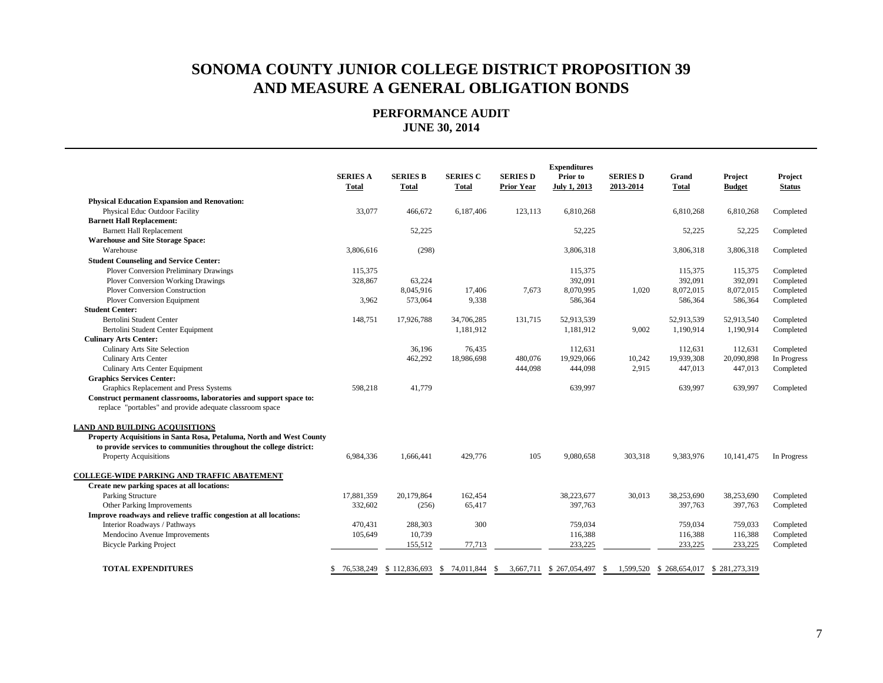# SONOMA COUNTY JUNIOR COLLEGE DISTRICT PROPOSITION 39 AND MEASURE A GENERAL OBLIGATION BONDS

## PERFORMANCE AUDIT
## JUNE 30, 2014

| | SERIES A Total | SERIES B Total | SERIES C Total | SERIES D Prior Year | Expenditures Prior to July 1, 2013 | SERIES D 2013-2014 | Grand Total | Project Budget | Project Status |
|---|---|---|---|---|---|---|---|---|---|
| **Physical Education Expansion and Renovation:** | | | | | | | | | |
| Physical Educ Outdoor Facility | 33,077 | 466,672 | 6,187,406 | 123,113 | 6,810,268 | | 6,810,268 | 6,810,268 | Completed |
| **Barnett Hall Replacement:** | | | | | | | | | |
| Barnett Hall Replacement | | 52,225 | | | 52,225 | | 52,225 | 52,225 | Completed |
| **Warehouse and Site Storage Space:** | | | | | | | | | |
| Warehouse | 3,806,616 | (298) | | | 3,806,318 | | 3,806,318 | 3,806,318 | Completed |
| **Student Counseling and Service Center:** | | | | | | | | | |
| Plover Conversion Preliminary Drawings | 115,375 | | | | 115,375 | | 115,375 | 115,375 | Completed |
| Plover Conversion Working Drawings | 328,867 | 63,224 | | | 392,091 | | 392,091 | 392,091 | Completed |
| Plover Conversion Construction | | 8,045,916 | 17,406 | 7,673 | 8,070,995 | 1,020 | 8,072,015 | 8,072,015 | Completed |
| Plover Conversion Equipment | 3,962 | 573,064 | 9,338 | | 586,364 | | 586,364 | 586,364 | Completed |
| **Student Center:** | | | | | | | | | |
| Bertolini Student Center | 148,751 | 17,926,788 | 34,706,285 | 131,715 | 52,913,539 | | 52,913,539 | 52,913,540 | Completed |
| Bertolini Student Center Equipment | | | 1,181,912 | | 1,181,912 | 9,002 | 1,190,914 | 1,190,914 | Completed |
| **Culinary Arts Center:** | | | | | | | | | |
| Culinary Arts Site Selection | | 36,196 | 76,435 | | 112,631 | | 112,631 | 112,631 | Completed |
| Culinary Arts Center | | 462,292 | 18,986,698 | 480,076 | 19,929,066 | 10,242 | 19,939,308 | 20,090,898 | In Progress |
| Culinary Arts Center Equipment | | | | 444,098 | 444,098 | 2,915 | 447,013 | 447,013 | Completed |
| **Graphics Services Center:** | | | | | | | | | |
| Graphics Replacement and Press Systems | 598,218 | 41,779 | | | 639,997 | | 639,997 | 639,997 | Completed |
| **Construct permanent classrooms, laboratories and support space to:** replace "portables" and provide adequate classroom space | | | | | | | | | |
| **LAND AND BUILDING ACQUISITIONS** | | | | | | | | | |
| **Property Acquisitions in Santa Rosa, Petaluma, North and West County to provide services to communities throughout the college district:** | | | | | | | | | |
| Property Acquisitions | 6,984,336 | 1,666,441 | 429,776 | 105 | 9,080,658 | 303,318 | 9,383,976 | 10,141,475 | In Progress |
| **COLLEGE-WIDE PARKING AND TRAFFIC ABATEMENT** | | | | | | | | | |
| **Create new parking spaces at all locations:** | | | | | | | | | |
| Parking Structure | 17,881,359 | 20,179,864 | 162,454 | | 38,223,677 | 30,013 | 38,253,690 | 38,253,690 | Completed |
| Other Parking Improvements | 332,602 | (256) | 65,417 | | 397,763 | | 397,763 | 397,763 | Completed |
| **Improve roadways and relieve traffic congestion at all locations:** | | | | | | | | | |
| Interior Roadways / Pathways | 470,431 | 288,303 | 300 | | 759,034 | | 759,034 | 759,033 | Completed |
| Mendocino Avenue Improvements | 105,649 | 10,739 | | | 116,388 | | 116,388 | 116,388 | Completed |
| Bicycle Parking Project | | 155,512 | 77,713 | | 233,225 | | 233,225 | 233,225 | Completed |
| **TOTAL EXPENDITURES** | $ 76,538,249 | $ 112,836,693 | $ 74,011,844 | $ 3,667,711 | $ 267,054,497 | $ 1,599,520 | $ 268,654,017 | $ 281,273,319 | |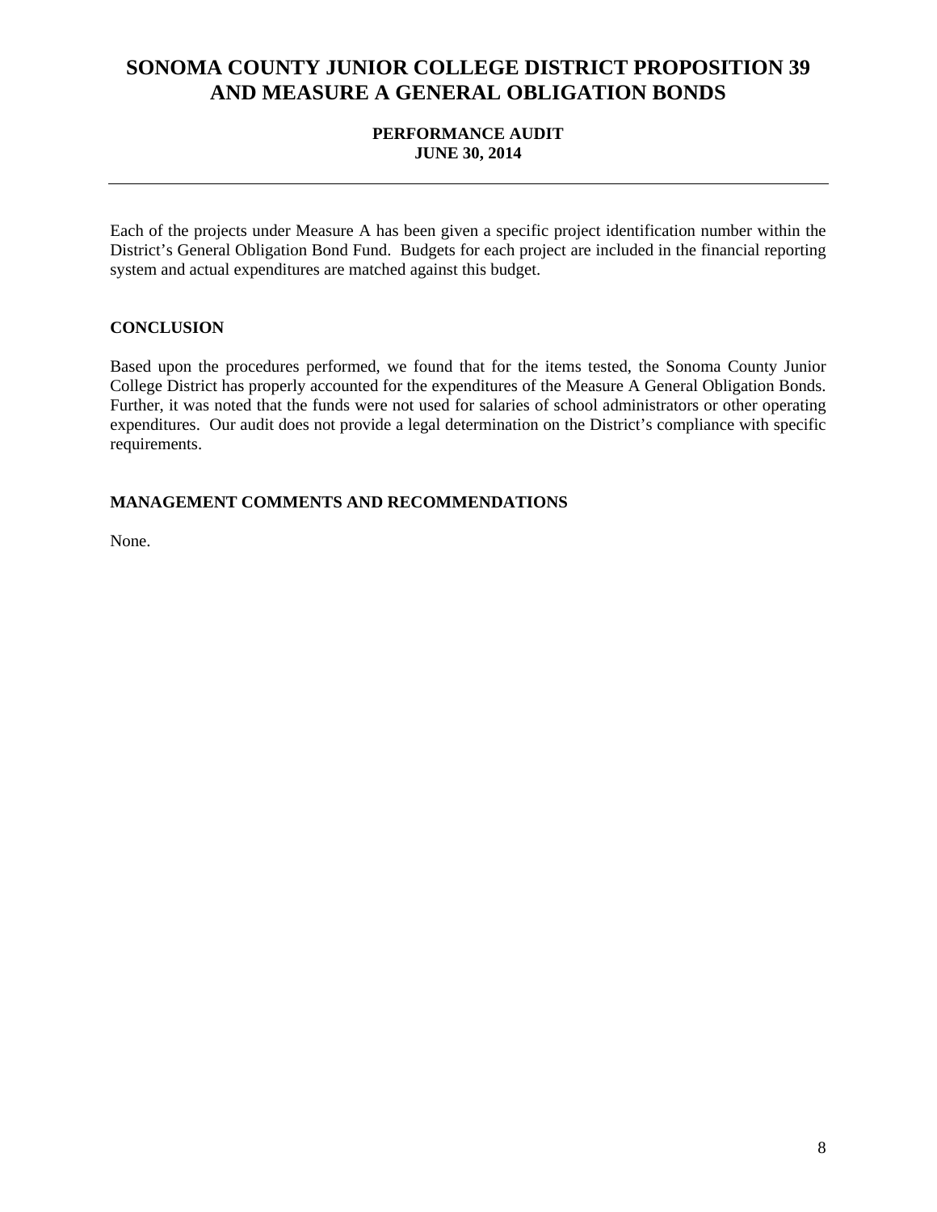Each of the projects under Measure A has been given a specific project identification number within the District's General Obligation Bond Fund. Budgets for each project are included in the financial reporting system and actual expenditures are matched against this budget.

## CONCLUSION

Based upon the procedures performed, we found that for the items tested, the Sonoma County Junior College District has properly accounted for the expenditures of the Measure A General Obligation Bonds. Further, it was noted that the funds were not used for salaries of school administrators or other operating expenditures. Our audit does not provide a legal determination on the District's compliance with specific requirements.

## MANAGEMENT COMMENTS AND RECOMMENDATIONS

None.